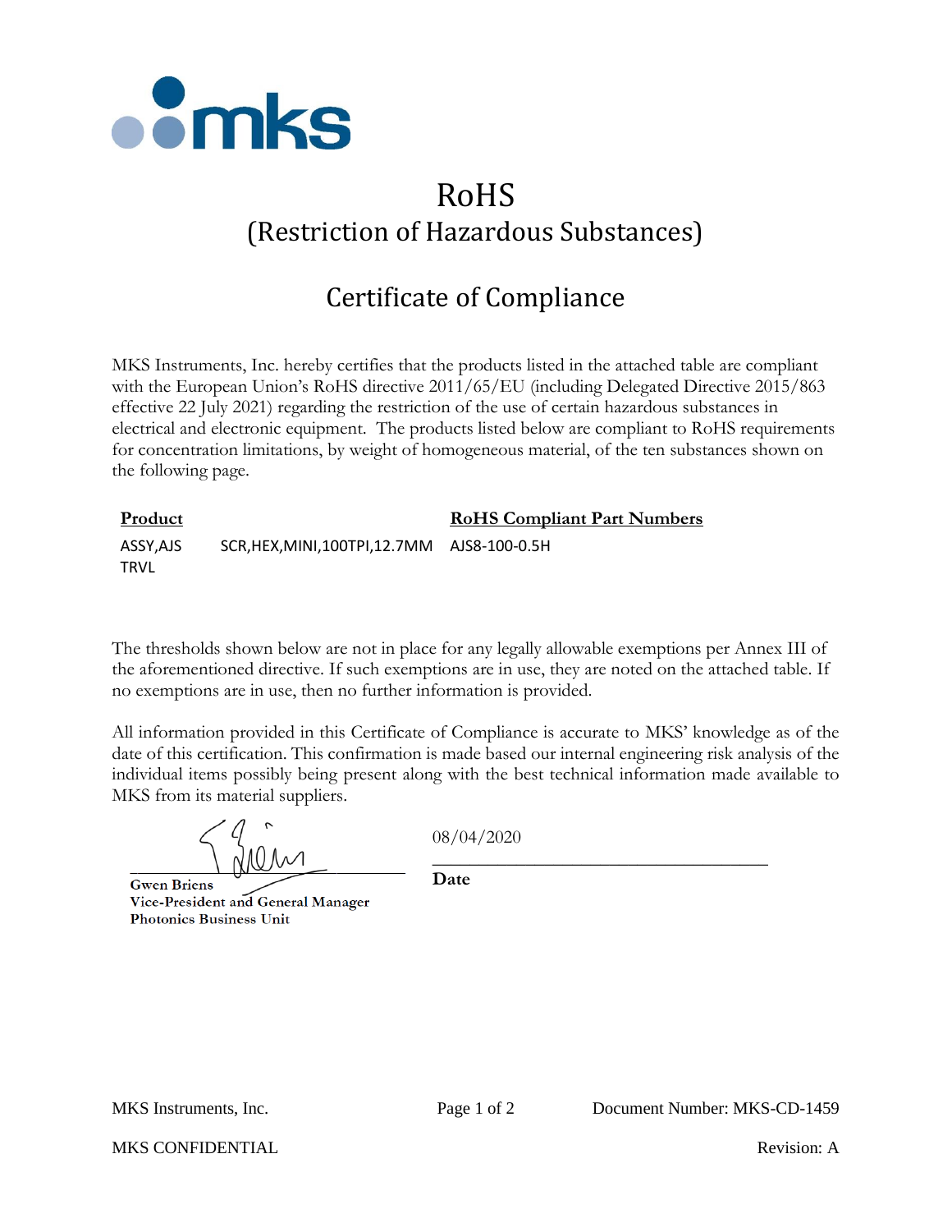# RoHS

## (Restriction of Hazardous Substances)

## Certificate of Compliance

MKS Instruments, Inc. hereby certifies that the products listed in the attached table are compliant with the European Union's RoHS directive 2011/65/EU (including Delegated Directive 2015/863 effective 22 July 2021) regarding the restriction of the use of certain hazardous substances in electrical and electronic equipment. The products listed below are compliant to RoHS requirements for concentration limitations, by weight of homogeneous material, of the ten substances shown on the following page.

| Product | | RoHS Compliant Part Numbers |
|---|---|---|
| ASSY,AJS TRVL | SCR,HEX,MINI,100TPI,12.7MM | AJS8-100-0.5H |

The thresholds shown below are not in place for any legally allowable exemptions per Annex III of the aforementioned directive. If such exemptions are in use, they are noted on the attached table. If no exemptions are in use, then no further information is provided.

All information provided in this Certificate of Compliance is accurate to MKS' knowledge as of the date of this certification. This confirmation is made based our internal engineering risk analysis of the individual items possibly being present along with the best technical information made available to MKS from its material suppliers.

**Gwen Briens**
**Vice-President and General Manager**
**Photonics Business Unit**

08/04/2020

**Date**

MKS Instruments, Inc. Document Number: MKS-CD-1459

MKS CONFIDENTIAL Revision: A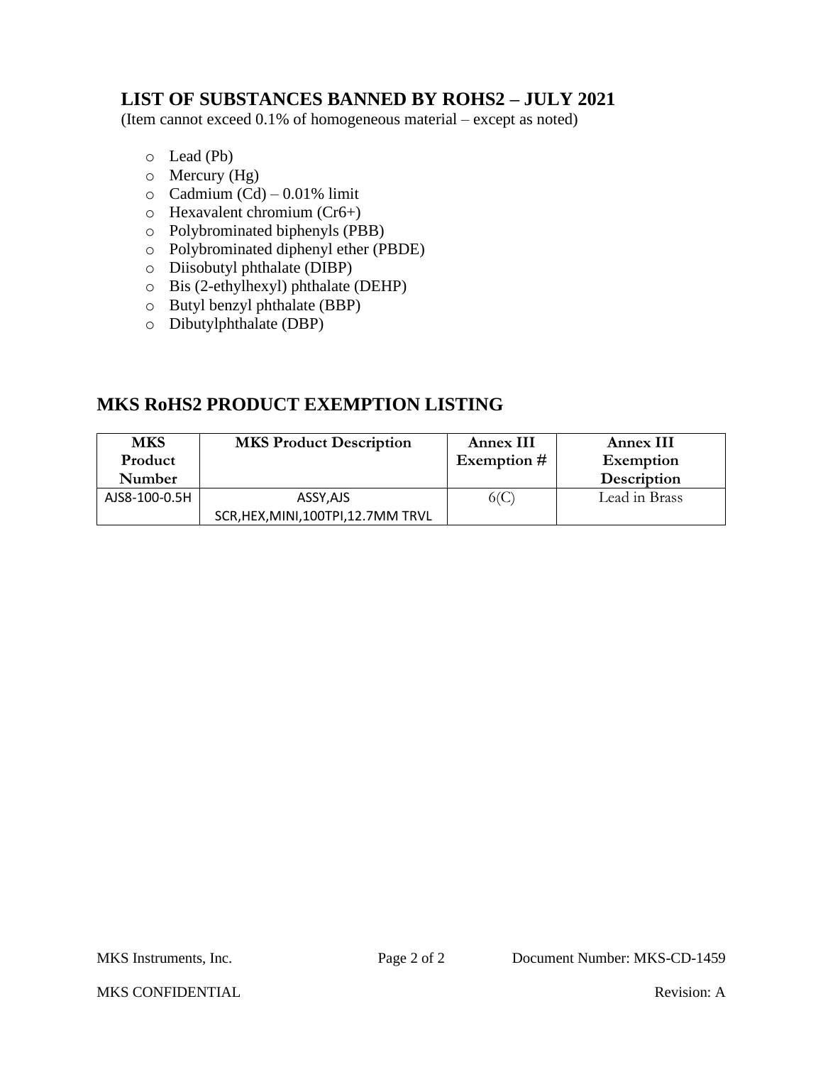## LIST OF SUBSTANCES BANNED BY ROHS2 – JULY 2021

(Item cannot exceed 0.1% of homogeneous material – except as noted)

- Lead (Pb)
- Mercury (Hg)
- Cadmium (Cd) – 0.01% limit
- Hexavalent chromium (Cr6+)
- Polybrominated biphenyls (PBB)
- Polybrominated diphenyl ether (PBDE)
- Diisobutyl phthalate (DIBP)
- Bis (2-ethylhexyl) phthalate (DEHP)
- Butyl benzyl phthalate (BBP)
- Dibutylphthalate (DBP)

## MKS RoHS2 PRODUCT EXEMPTION LISTING

| MKS Product Number | MKS Product Description | Annex III Exemption # | Annex III Exemption Description |
|---|---|---|---|
| AJS8-100-0.5H | ASSY,AJS SCR,HEX,MINI,100TPI,12.7MM TRVL | 6(C) | Lead in Brass |

MKS Instruments, Inc. Document Number: MKS-CD-1459

MKS CONFIDENTIAL Revision: A